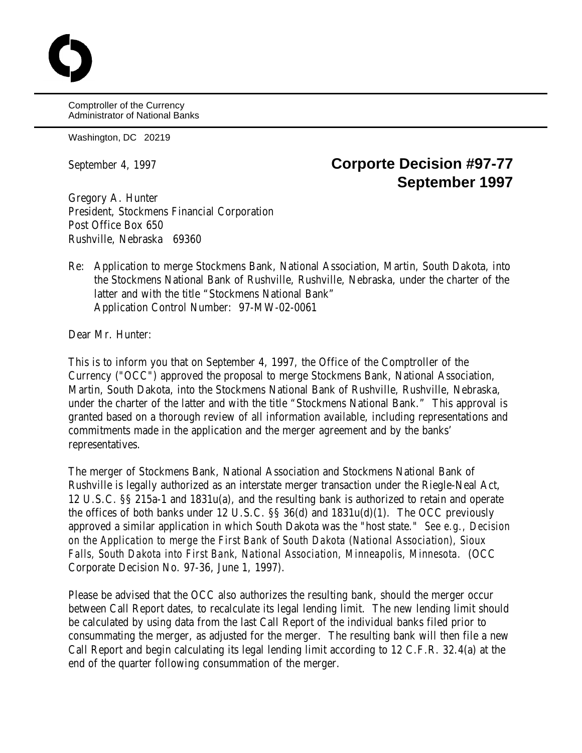Comptroller of the Currency
Administrator of National Banks

Washington, DC 20219

September 4, 1997

**Corporte Decision #97-77**
**September 1997**

Gregory A. Hunter
President, Stockmens Financial Corporation
Post Office Box 650
Rushville, Nebraska 69360

Re: Application to merge Stockmens Bank, National Association, Martin, South Dakota, into the Stockmens National Bank of Rushville, Rushville, Nebraska, under the charter of the latter and with the title "Stockmens National Bank"
Application Control Number: 97-MW-02-0061

Dear Mr. Hunter:

This is to inform you that on September 4, 1997, the Office of the Comptroller of the Currency ("OCC") approved the proposal to merge Stockmens Bank, National Association, Martin, South Dakota, into the Stockmens National Bank of Rushville, Rushville, Nebraska, under the charter of the latter and with the title "Stockmens National Bank." This approval is granted based on a thorough review of all information available, including representations and commitments made in the application and the merger agreement and by the banks' representatives.

The merger of Stockmens Bank, National Association and Stockmens National Bank of Rushville is legally authorized as an interstate merger transaction under the Riegle-Neal Act, 12 U.S.C. §§ 215a-1 and 1831u(a), and the resulting bank is authorized to retain and operate the offices of both banks under 12 U.S.C. §§ 36(d) and 1831u(d)(1). The OCC previously approved a similar application in which South Dakota was the "host state." *See e.g., Decision on the Application to merge the First Bank of South Dakota (National Association), Sioux Falls, South Dakota into First Bank, National Association, Minneapolis, Minnesota.* (OCC Corporate Decision No. 97-36, June 1, 1997).

Please be advised that the OCC also authorizes the resulting bank, should the merger occur between Call Report dates, to recalculate its legal lending limit. The new lending limit should be calculated by using data from the last Call Report of the individual banks filed prior to consummating the merger, as adjusted for the merger. The resulting bank will then file a new Call Report and begin calculating its legal lending limit according to 12 C.F.R. 32.4(a) at the end of the quarter following consummation of the merger.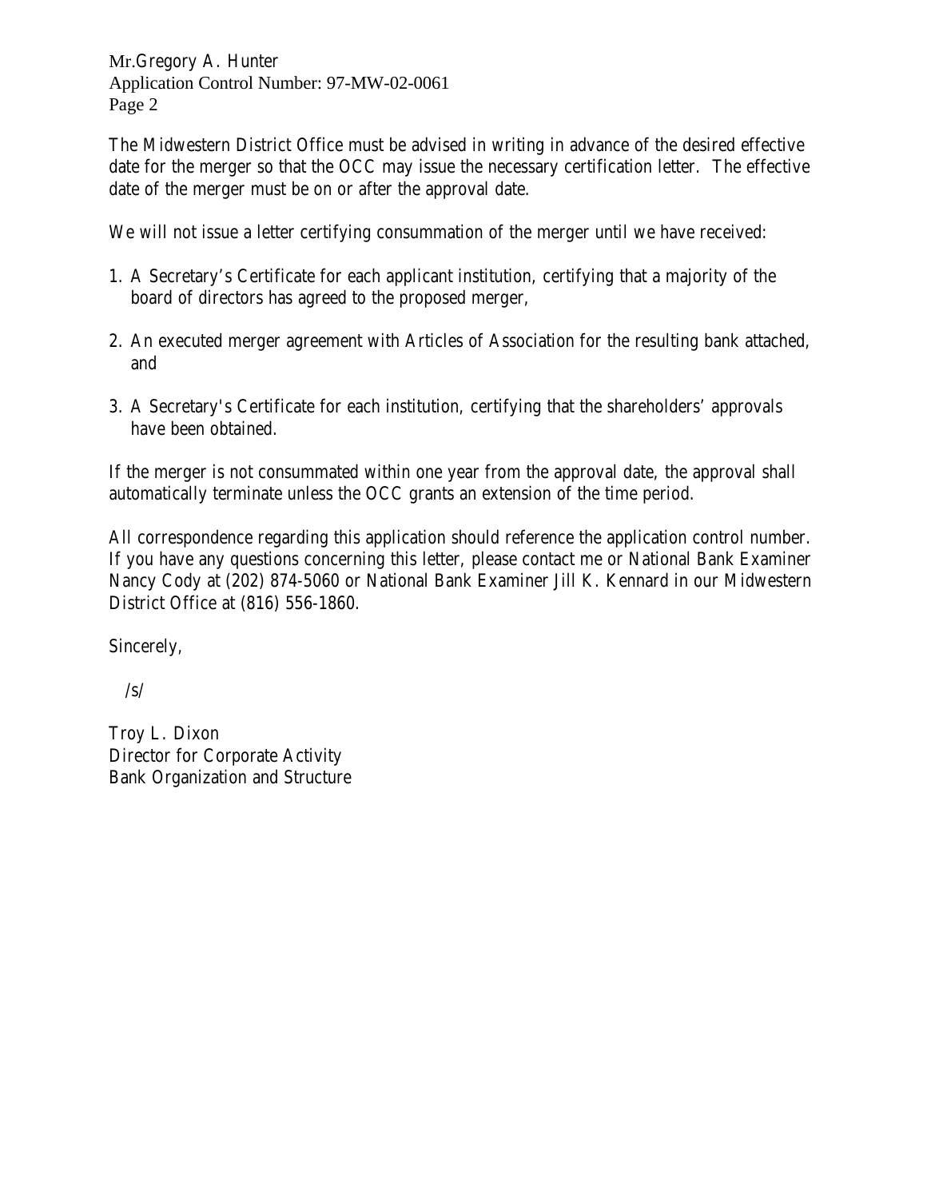The Midwestern District Office must be advised in writing in advance of the desired effective date for the merger so that the OCC may issue the necessary certification letter. The effective date of the merger must be on or after the approval date.

We will not issue a letter certifying consummation of the merger until we have received:

1. A Secretary's Certificate for each applicant institution, certifying that a majority of the board of directors has agreed to the proposed merger,

2. An executed merger agreement with Articles of Association for the resulting bank attached, and

3. A Secretary's Certificate for each institution, certifying that the shareholders' approvals have been obtained.

If the merger is not consummated within one year from the approval date, the approval shall automatically terminate unless the OCC grants an extension of the time period.

All correspondence regarding this application should reference the application control number. If you have any questions concerning this letter, please contact me or National Bank Examiner Nancy Cody at (202) 874-5060 or National Bank Examiner Jill K. Kennard in our Midwestern District Office at (816) 556-1860.

Sincerely,

/s/

Troy L. Dixon
Director for Corporate Activity
Bank Organization and Structure